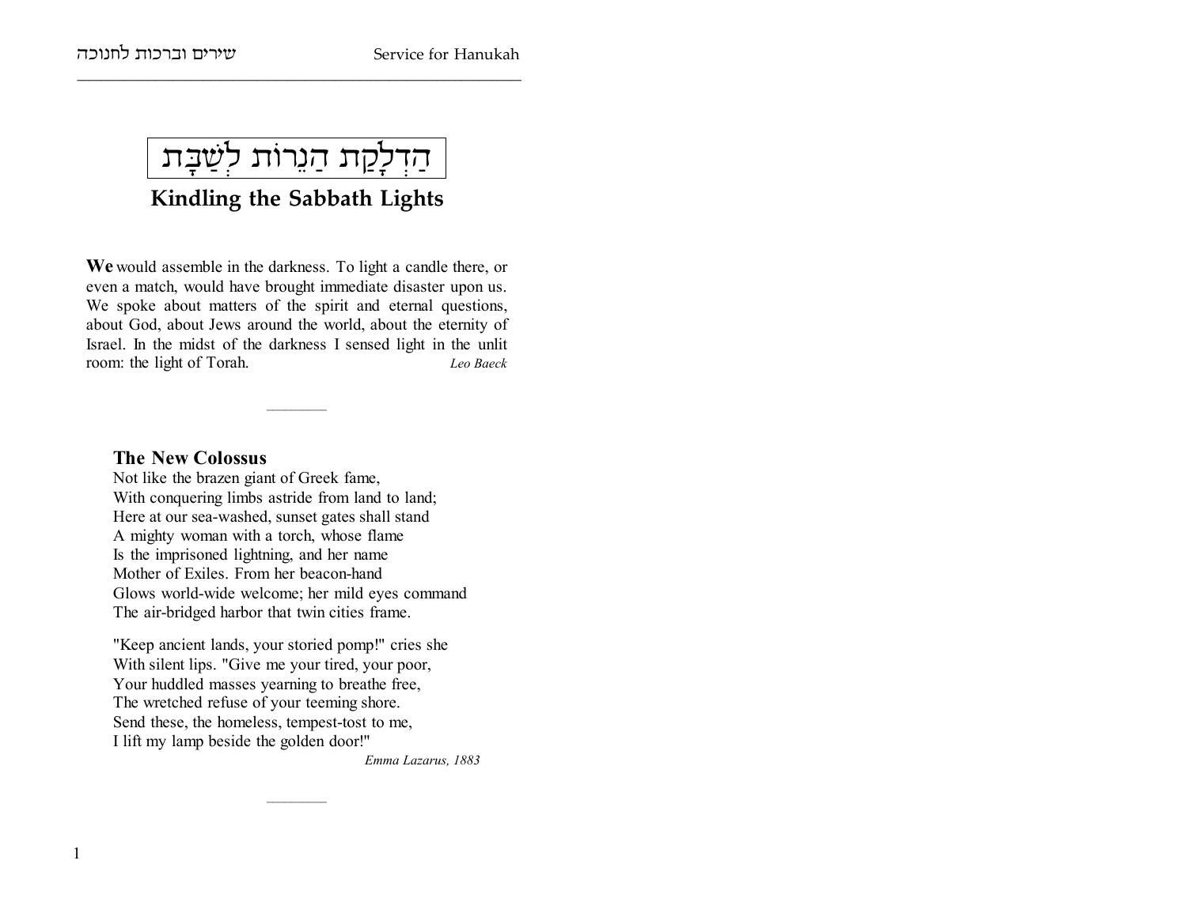# הַדְלָקַת הַנֵרוֹת לְשַׁבָּת

## Kindling the Sabbath Lights

**We** would assemble in the darkness. To light a candle there, or even a match, would have brought immediate disaster upon us. We spoke about matters of the spirit and eternal questions, about God, about Jews around the world, about the eternity of Israel. In the midst of the darkness I sensed light in the unlit room: the light of Torah. *Leo Baeck*

---

### The New Colossus

Not like the brazen giant of Greek fame,
With conquering limbs astride from land to land;
Here at our sea-washed, sunset gates shall stand
A mighty woman with a torch, whose flame
Is the imprisoned lightning, and her name
Mother of Exiles. From her beacon-hand
Glows world-wide welcome; her mild eyes command
The air-bridged harbor that twin cities frame.

"Keep ancient lands, your storied pomp!" cries she
With silent lips. "Give me your tired, your poor,
Your huddled masses yearning to breathe free,
The wretched refuse of your teeming shore.
Send these, the homeless, tempest-tost to me,
I lift my lamp beside the golden door!"

*Emma Lazarus, 1883*

---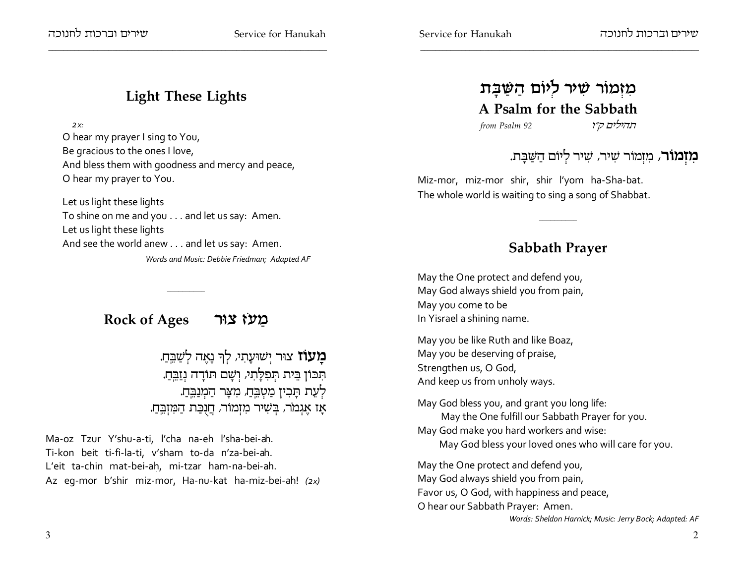# מִזְמוֹר שִׁיר לְיוֹם הַשַּׁבָּת

## A Psalm for the Sabbath

*from Psalm 92* — *תהילים צ״ב*

**מִזְמוֹר**, מִזְמוֹר שִׁיר, שִׁיר לְיוֹם הַשַּׁבָּת.

Miz-mor, miz-mor shir, shir l'yom ha-Sha-bat.
The whole world is waiting to sing a song of Shabbat.

---

## Sabbath Prayer

May the One protect and defend you,
May God always shield you from pain,
May you come to be
In Yisrael a shining name.

May you be like Ruth and like Boaz,
May you be deserving of praise,
Strengthen us, O God,
And keep us from unholy ways.

May God bless you, and grant you long life:
May the One fulfill our Sabbath Prayer for you.
May God make you hard workers and wise:
May God bless your loved ones who will care for you.

May the One protect and defend you,
May God always shield you from pain,
Favor us, O God, with happiness and peace,
O hear our Sabbath Prayer: Amen.

*Words: Sheldon Harnick; Music: Jerry Bock; Adapted: AF*

## Light These Lights

*2x:*
O hear my prayer I sing to You,
Be gracious to the ones I love,
And bless them with goodness and mercy and peace,
O hear my prayer to You.

Let us light these lights
To shine on me and you . . . and let us say: Amen.
Let us light these lights
And see the world anew . . . and let us say: Amen.

*Words and Music: Debbie Friedman; Adapted AF*

---

## Rock of Ages — מָעוֹז צוּר

**מָעוֹז** צוּר יְשׁוּעָתִי, לְךָ נָאֶה לְשַׁבֵּחַ.
תִּכּוֹן בֵּית תְּפִלָּתִי, וְשָׁם תּוֹדָה נְזַבֵּחַ.
לְעֵת תָּכִין מַטְבֵּחַ, מִצָּר הַמְנַבֵּחַ.
אָז אֶגְמוֹר, בְּשִׁיר מִזְמוֹר, חֲנֻכַּת הַמִּזְבֵּחַ.

Ma-oz Tzur Y'shu-a-ti, l'cha na-eh l'sha-bei-aḥ.
Ti-kon beit ti-fi-la-ti, v'sham to-da n'za-bei-aḥ.
L'eit ta-chin mat-bei-aḥ, mi-tzar ham-na-bei-ah.
Az eg-mor b'shir miz-mor, Ḥa-nu-kat ha-miz-bei-ah! *(2x)*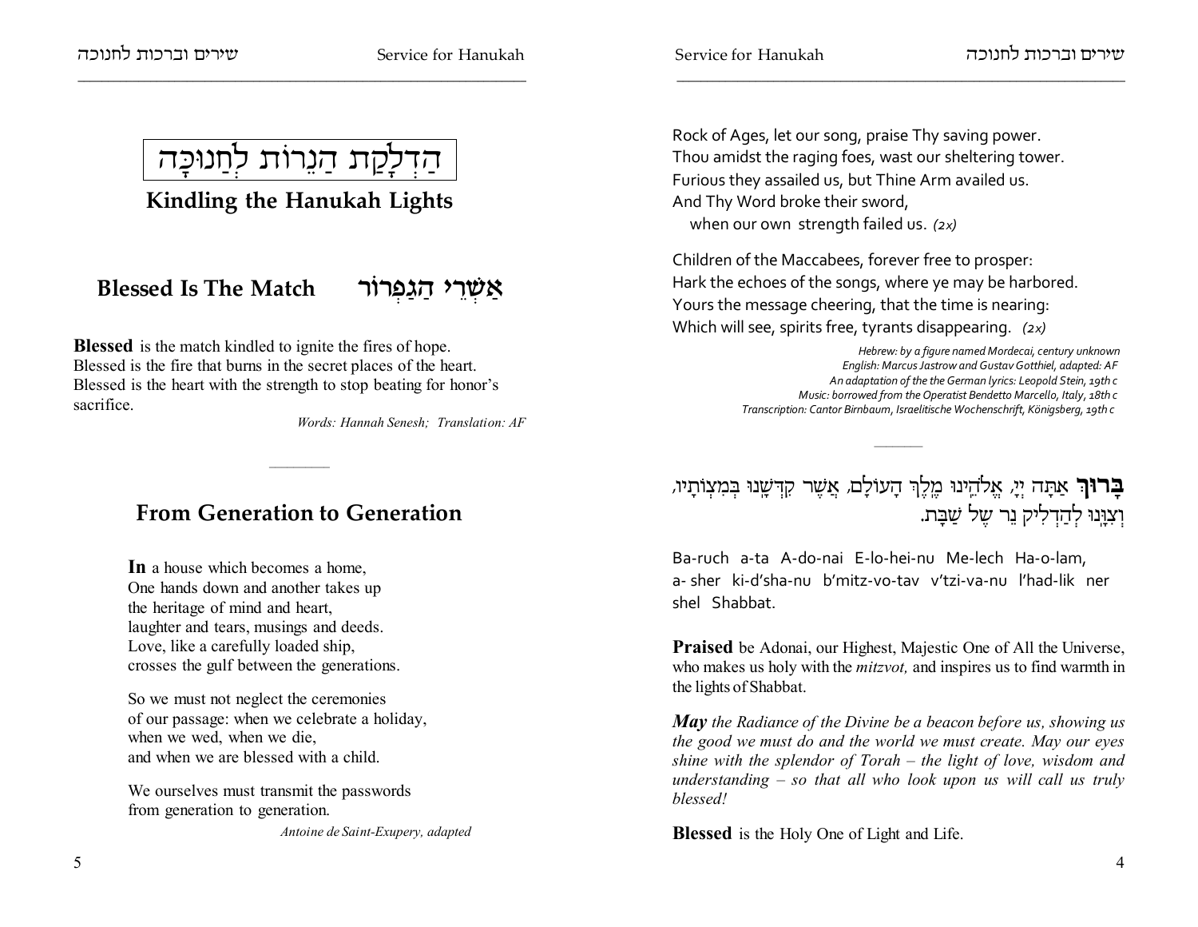Rock of Ages, let our song, praise Thy saving power.
Thou amidst the raging foes, wast our sheltering tower.
Furious they assailed us, but Thine Arm availed us.
And Thy Word broke their sword,
when our own strength failed us. *(2x)*

Children of the Maccabees, forever free to prosper:
Hark the echoes of the songs, where ye may be harbored.
Yours the message cheering, that the time is nearing:
Which will see, spirits free, tyrants disappearing. *(2x)*

*Hebrew: by a figure named Mordecai, century unknown*
*English: Marcus Jastrow and Gustav Gotthiel, adapted: AF*
*An adaptation of the the German lyrics: Leopold Stein, 19th c*
*Music: borrowed from the Operatist Bendetto Marcello, Italy, 18th c*
*Transcription: Cantor Birnbaum, Israelitische Wochenschrift, Königsberg, 19th c*

---

**בָּרוּךְ** אַתָּה יְיָ, אֱלֹהֵינוּ מֶלֶךְ הָעוֹלָם, אֲשֶׁר קִדְּשָׁנוּ בְּמִצְוֹתָיו,
וְצִוָּנוּ לְהַדְלִיק נֵר שֶׁל שַׁבָּת.

Ba-ruch a-ta A-do-nai E-lo-hei-nu Me-lech Ha-o-lam,
a- sher ki-d'sha-nu b'mitz-vo-tav v'tzi-va-nu l'had-lik ner shel Shabbat.

**Praised** be Adonai, our Highest, Majestic One of All the Universe, who makes us holy with the *mitzvot,* and inspires us to find warmth in the lights of Shabbat.

***May** the Radiance of the Divine be a beacon before us, showing us the good we must do and the world we must create. May our eyes shine with the splendor of Torah – the light of love, wisdom and understanding – so that all who look upon us will call us truly blessed!*

**Blessed** is the Holy One of Light and Life.

# הַדְלָקַת הַנֵרוֹת לְחַנוּכָּה

# Kindling the Hanukah Lights

## Blessed Is The Match אַשְׁרֵי הַגַּפְרוּר

**Blessed** is the match kindled to ignite the fires of hope.
Blessed is the fire that burns in the secret places of the heart.
Blessed is the heart with the strength to stop beating for honor's sacrifice.

*Words: Hannah Senesh; Translation: AF*

---

## From Generation to Generation

**In** a house which becomes a home,
One hands down and another takes up
the heritage of mind and heart,
laughter and tears, musings and deeds.
Love, like a carefully loaded ship,
crosses the gulf between the generations.

So we must not neglect the ceremonies
of our passage: when we celebrate a holiday,
when we wed, when we die,
and when we are blessed with a child.

We ourselves must transmit the passwords
from generation to generation.

*Antoine de Saint-Exupery, adapted*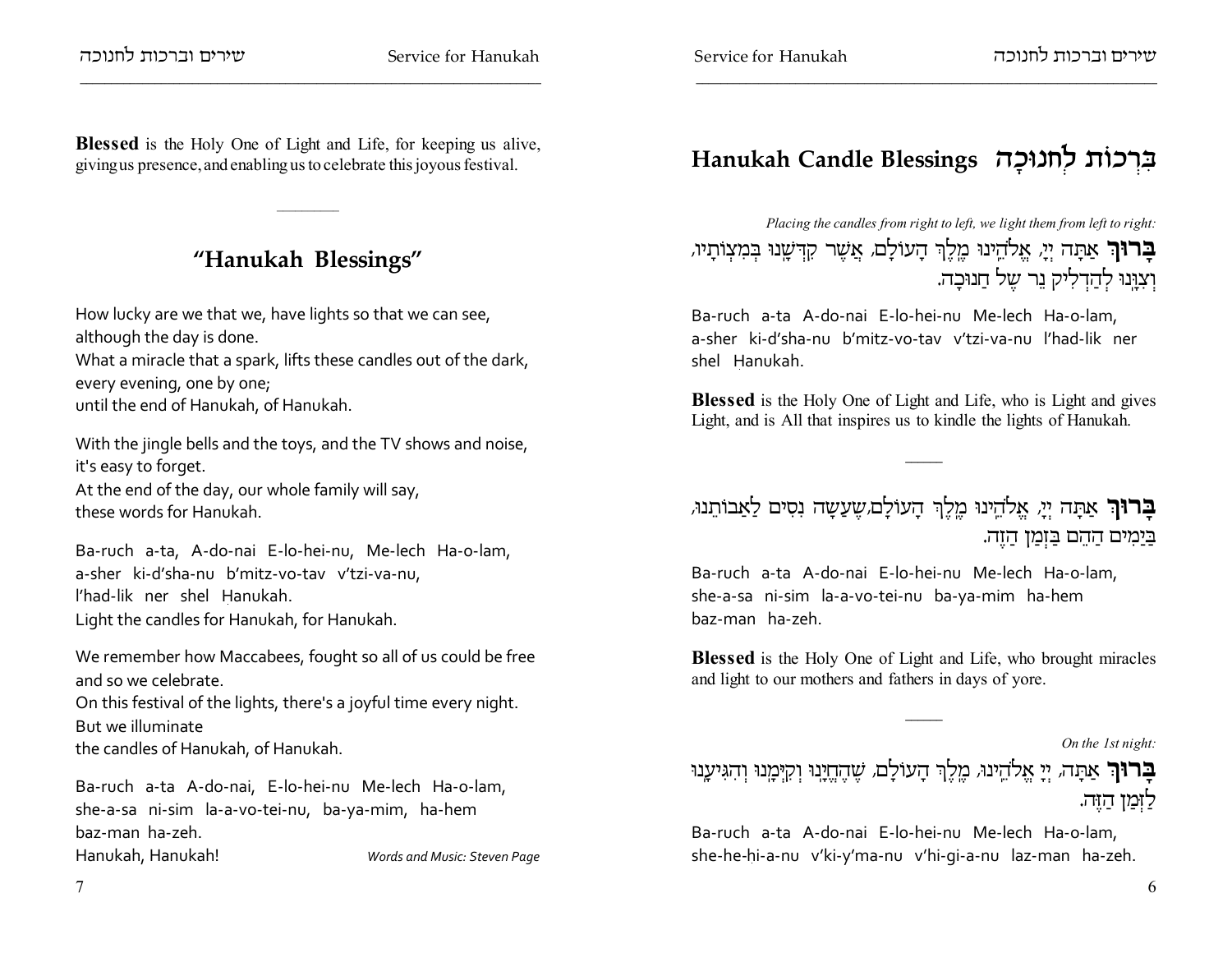# Hanukah Candle Blessings בִּרְכוֹת לַחֲנוּכָּה

*Placing the candles from right to left, we light them from left to right:*

**בָּרוּךְ** אַתָּה יְיָ, אֱלֹהֵינוּ מֶלֶךְ הָעוֹלָם, אֲשֶׁר קִדְּשָׁנוּ בְּמִצְוֹתָיו, וְצִוָּנוּ לְהַדְלִיק נֵר שֶׁל חֲנוּכָּה.

Ba-ruch a-ta A-do-nai E-lo-hei-nu Me-lech Ha-o-lam, a-sher ki-d'sha-nu b'mitz-vo-tav v'tzi-va-nu l'had-lik ner shel Ḥanukah.

**Blessed** is the Holy One of Light and Life, who is Light and gives Light, and is All that inspires us to kindle the lights of Hanukah.

---

**בָּרוּךְ** אַתָּה יְיָ, אֱלֹהֵינוּ מֶלֶךְ הָעוֹלָם,שֶׁעָשָׂה נִסִּים לַאֲבוֹתֵינוּ, בַּיָּמִים הָהֵם בַּזְּמַן הַזֶּה.

Ba-ruch a-ta A-do-nai E-lo-hei-nu Me-lech Ha-o-lam, she-a-sa ni-sim la-a-vo-tei-nu ba-ya-mim ha-hem baz-man ha-zeh.

**Blessed** is the Holy One of Light and Life, who brought miracles and light to our mothers and fathers in days of yore.

---

*On the 1st night:*

**בָּרוּךְ** אַתָּה, יְיָ אֱלֹהֵינוּ, מֶלֶךְ הָעוֹלָם, שֶׁהֶחֱיָנוּ וְקִיְּמָנוּ וְהִגִּיעָנוּ לַזְּמַן הַזֶּה.

Ba-ruch a-ta A-do-nai E-lo-hei-nu Me-lech Ha-o-lam, she-he-ḥi-a-nu v'ki-y'ma-nu v'hi-gi-a-nu laz-man ha-zeh.

**Blessed** is the Holy One of Light and Life, for keeping us alive, giving us presence, and enabling us to celebrate this joyous festival.

---

## "Hanukah Blessings"

How lucky are we that we, have lights so that we can see,
although the day is done.
What a miracle that a spark, lifts these candles out of the dark,
every evening, one by one;
until the end of Hanukah, of Hanukah.

With the jingle bells and the toys, and the TV shows and noise,
it's easy to forget.
At the end of the day, our whole family will say,
these words for Hanukah.

Ba-ruch a-ta, A-do-nai E-lo-hei-nu, Me-lech Ha-o-lam,
a-sher ki-d'sha-nu b'mitz-vo-tav v'tzi-va-nu,
l'had-lik ner shel Ḥanukah.
Light the candles for Hanukah, for Hanukah.

We remember how Maccabees, fought so all of us could be free
and so we celebrate.
On this festival of the lights, there's a joyful time every night.
But we illuminate
the candles of Hanukah, of Hanukah.

Ba-ruch a-ta A-do-nai, E-lo-hei-nu Me-lech Ha-o-lam,
she-a-sa ni-sim la-a-vo-tei-nu, ba-ya-mim, ha-hem
baz-man ha-zeh.
Hanukah, Hanukah!

*Words and Music: Steven Page*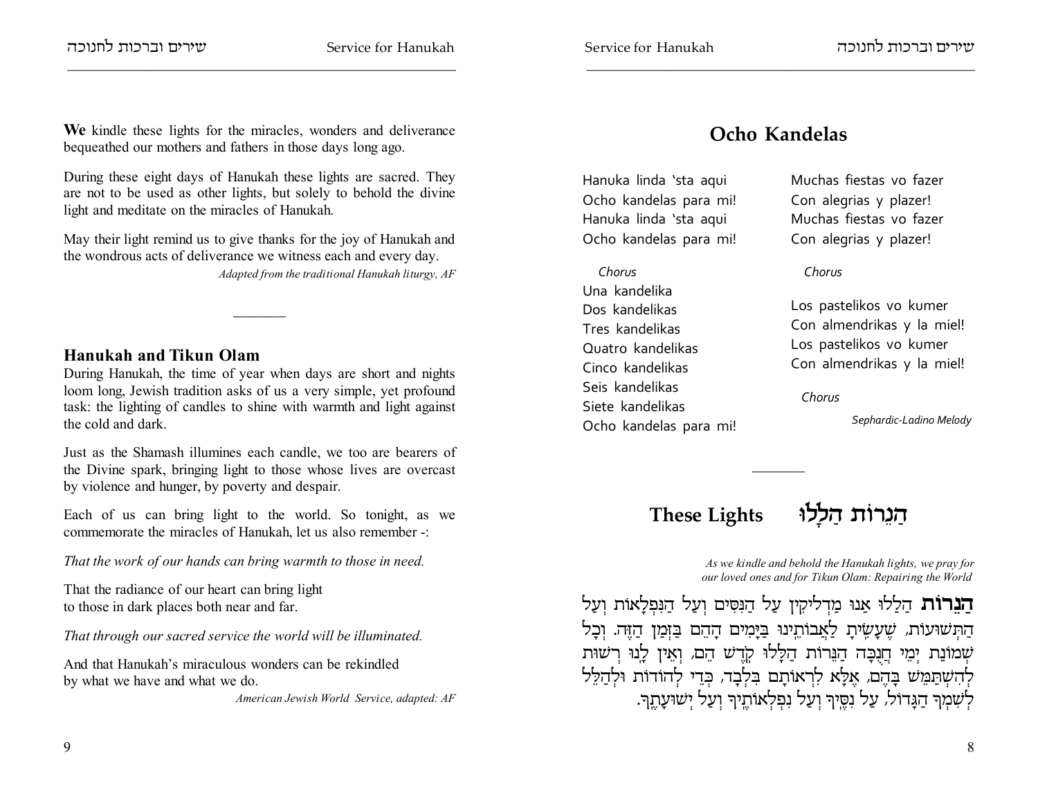## Ocho Kandelas

Hanuka linda 'sta aqui
Ocho kandelas para mi!
Hanuka linda 'sta aqui
Ocho kandelas para mi!

*Chorus*

Una kandelika
Dos kandelikas
Tres kandelikas
Quatro kandelikas
Cinco kandelikas
Seis kandelikas
Siete kandelikas
Ocho kandelas para mi!

Muchas fiestas vo fazer
Con alegrias y plazer!
Muchas fiestas vo fazer
Con alegrias y plazer!

*Chorus*

Los pastelikos vo kumer
Con almendrikas y la miel!
Los pastelikos vo kumer
Con almendrikas y la miel!

*Chorus*

*Sephardic-Ladino Melody*

---

## These Lights הַנֵּרוֹת הַלָּלוּ

*As we kindle and behold the Hanukah lights, we pray for our loved ones and for Tikun Olam: Repairing the World*

**הַנֵּרוֹת** הַלָּלוּ אָנוּ מַדְלִיקִין עַל הַנִּסִּים וְעַל הַנִּפְלָאוֹת וְעַל הַתְּשׁוּעוֹת, שֶׁעָשִׂיתָ לַאֲבוֹתֵינוּ בַּיָּמִים הָהֵם בַּזְּמַן הַזֶּה. וְכָל שְׁמוֹנַת יְמֵי חֲנֻכָּה הַנֵּרוֹת הַלָּלוּ קֹדֶשׁ הֵם, וְאֵין לָנוּ רְשׁוּת לְהִשְׁתַּמֵּשׁ בָּהֶם, אֶלָּא לִרְאוֹתָם בִּלְבָד, כְּדֵי לְהוֹדוֹת וּלְהַלֵּל לְשִׁמְךָ הַגָּדוֹל, עַל נִסֶּיךָ וְעַל נִפְלְאוֹתֶיךָ וְעַל יְשׁוּעָתֶךָ.

**We** kindle these lights for the miracles, wonders and deliverance bequeathed our mothers and fathers in those days long ago.

During these eight days of Hanukah these lights are sacred. They are not to be used as other lights, but solely to behold the divine light and meditate on the miracles of Hanukah.

May their light remind us to give thanks for the joy of Hanukah and the wondrous acts of deliverance we witness each and every day.

*Adapted from the traditional Hanukah liturgy, AF*

---

### Hanukah and Tikun Olam

During Hanukah, the time of year when days are short and nights loom long, Jewish tradition asks of us a very simple, yet profound task: the lighting of candles to shine with warmth and light against the cold and dark.

Just as the Shamash illumines each candle, we too are bearers of the Divine spark, bringing light to those whose lives are overcast by violence and hunger, by poverty and despair.

Each of us can bring light to the world. So tonight, as we commemorate the miracles of Hanukah, let us also remember -:

*That the work of our hands can bring warmth to those in need.*

That the radiance of our heart can bring light
to those in dark places both near and far.

*That through our sacred service the world will be illuminated.*

And that Hanukah's miraculous wonders can be rekindled
by what we have and what we do.

*American Jewish World Service, adapted: AF*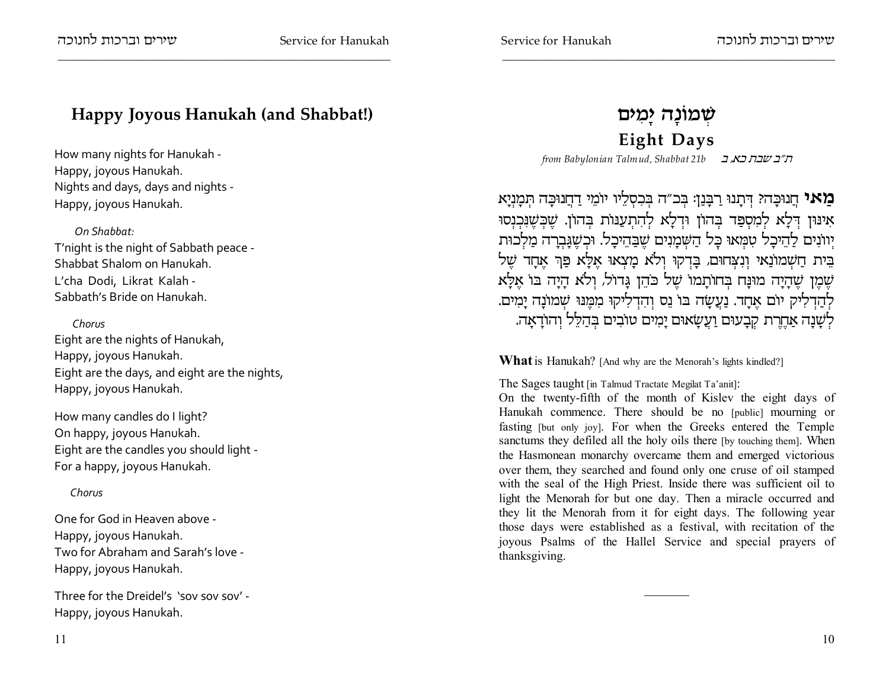# שְׁמוֹנָה יָמִים

## Eight Days

*from Babylonian Talmud, Shabbat 21b* *ת״ב שבת כא, ב*

**מַאי** חֲנוּכָּה? דְּתָנוּ רַבָּנַן: בְּכ״ה בְּכִסְלֵיו יוֹמֵי דַחֲנוּכָּה תְּמָנְיָא אִינּוּן דְּלָא לְמִסְפַּד בְּהוֹן וּדְלָא לְהִתְעַנּוֹת בְּהוֹן. שֶׁכְּשֶׁנִּכְנְסוּ יְווֹנִים לַהֵיכָל טִמְּאוּ כָּל הַשְּׁמָנִים שֶׁבַּהֵיכָל. וּכְשֶׁגָּבְרָה מַלְכוּת בֵּית חַשְׁמוֹנַאי וְנִצְּחוּם, בָּדְקוּ וְלֹא מָצְאוּ אֶלָּא פַּךְ אֶחָד שֶׁל שֶׁמֶן שֶׁהָיָה מוּנָּח בְּחוֹתָמוֹ שֶׁל כֹּהֵן גָּדוֹל, וְלֹא הָיָה בּוֹ אֶלָּא לְהַדְלִיק יוֹם אֶחָד. נַעֲשָׂה בּוֹ נֵס וְהִדְלִיקוּ מִמֶּנּוּ שְׁמוֹנָה יָמִים. לְשָׁנָה אַחֶרֶת קְבָעוּם וַעֲשָׂאוּם יָמִים טוֹבִים בְּהַלֵּל וְהוֹדָאָה.

**What** is Hanukah? [And why are the Menorah's lights kindled?]

The Sages taught [in Talmud Tractate Megilat Ta'anit]:
On the twenty-fifth of the month of Kislev the eight days of Hanukah commence. There should be no [public] mourning or fasting [but only joy]. For when the Greeks entered the Temple sanctums they defiled all the holy oils there [by touching them]. When the Hasmonean monarchy overcame them and emerged victorious over them, they searched and found only one cruse of oil stamped with the seal of the High Priest. Inside there was sufficient oil to light the Menorah for but one day. Then a miracle occurred and they lit the Menorah from it for eight days. The following year those days were established as a festival, with recitation of the joyous Psalms of the Hallel Service and special prayers of thanksgiving.

---

## Happy Joyous Hanukah (and Shabbat!)

How many nights for Hanukah -
Happy, joyous Hanukah.
Nights and days, days and nights -
Happy, joyous Hanukah.

*On Shabbat:*
T'night is the night of Sabbath peace -
Shabbat Shalom on Hanukah.
L'cha Dodi, Likrat Kalah -
Sabbath's Bride on Hanukah.

*Chorus*
Eight are the nights of Hanukah,
Happy, joyous Hanukah.
Eight are the days, and eight are the nights,
Happy, joyous Hanukah.

How many candles do I light?
On happy, joyous Hanukah.
Eight are the candles you should light -
For a happy, joyous Hanukah.

*Chorus*

One for God in Heaven above -
Happy, joyous Hanukah.
Two for Abraham and Sarah's love -
Happy, joyous Hanukah.

Three for the Dreidel's 'sov sov sov' -
Happy, joyous Hanukah.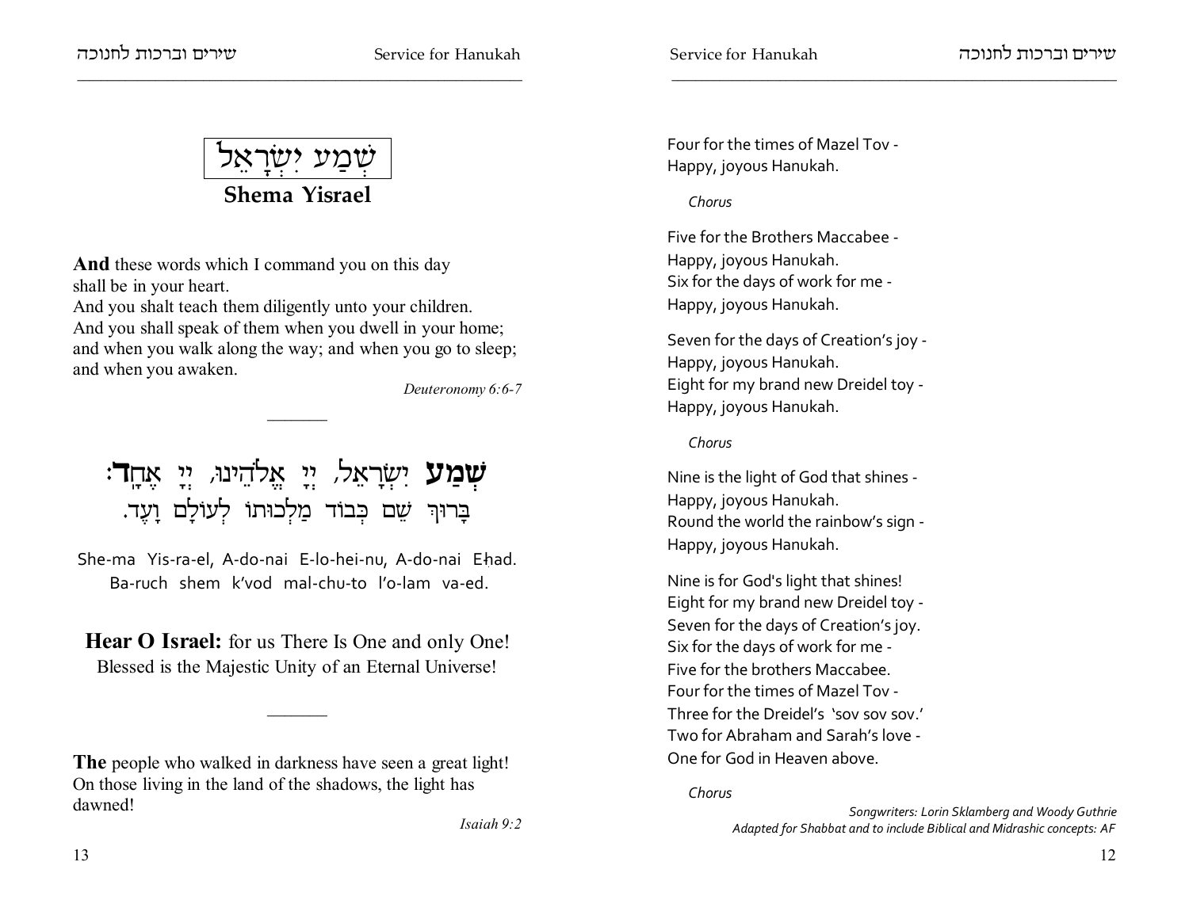Four for the times of Mazel Tov -
Happy, joyous Hanukah.

*Chorus*

Five for the Brothers Maccabee -
Happy, joyous Hanukah.
Six for the days of work for me -
Happy, joyous Hanukah.

Seven for the days of Creation's joy -
Happy, joyous Hanukah.
Eight for my brand new Dreidel toy -
Happy, joyous Hanukah.

*Chorus*

Nine is the light of God that shines -
Happy, joyous Hanukah.
Round the world the rainbow's sign -
Happy, joyous Hanukah.

Nine is for God's light that shines!
Eight for my brand new Dreidel toy -
Seven for the days of Creation's joy.
Six for the days of work for me -
Five for the brothers Maccabee.
Four for the times of Mazel Tov -
Three for the Dreidel's 'sov sov sov.'
Two for Abraham and Sarah's love -
One for God in Heaven above.

*Chorus*

*Songwriters: Lorin Sklamberg and Woody Guthrie*
*Adapted for Shabbat and to include Biblical and Midrashic concepts: AF*

# שְׁמַע יִשְׂרָאֵל

## Shema Yisrael

**And** these words which I command you on this day shall be in your heart.
And you shalt teach them diligently unto your children.
And you shall speak of them when you dwell in your home; and when you walk along the way; and when you go to sleep; and when you awaken.

*Deuteronomy 6:6-7*

---

**שְׁמַע** יִשְׂרָאֵל, יְיָ אֱלֹהֵינוּ, יְיָ אֶחָ**ד**:
בָּרוּךְ שֵׁם כְּבוֹד מַלְכוּתוֹ לְעוֹלָם וָעֶד.

She-ma Yis-ra-el, A-do-nai E-lo-hei-nu, A-do-nai Eḥad.
Ba-ruch shem k'vod mal-chu-to l'o-lam va-ed.

**Hear O Israel:** for us There Is One and only One!
Blessed is the Majestic Unity of an Eternal Universe!

---

**The** people who walked in darkness have seen a great light! On those living in the land of the shadows, the light has dawned!

*Isaiah 9:2*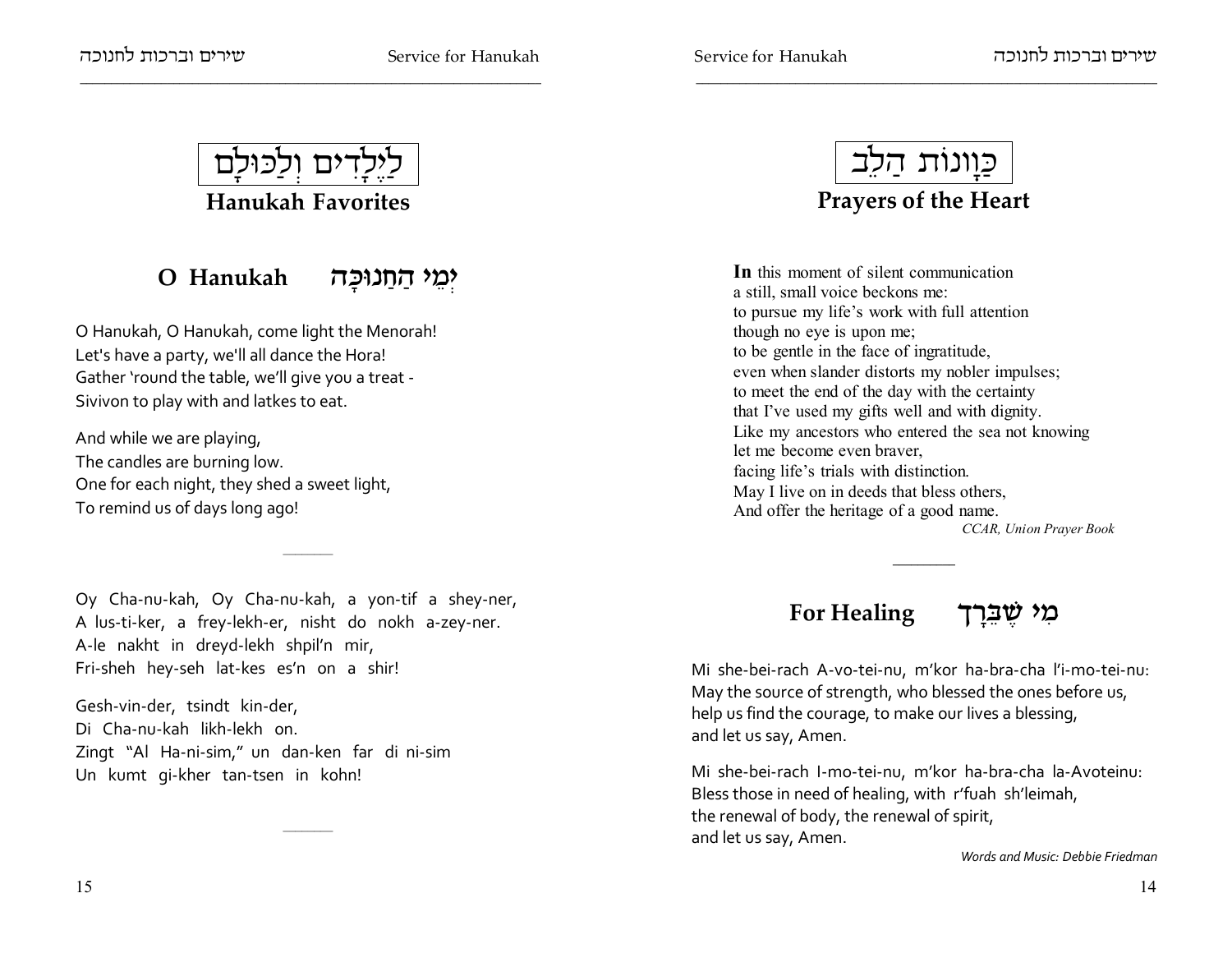# כַּוָּנוֹת הַלֵּב
## Prayers of the Heart

**In** this moment of silent communication
a still, small voice beckons me:
to pursue my life's work with full attention
though no eye is upon me;
to be gentle in the face of ingratitude,
even when slander distorts my nobler impulses;
to meet the end of the day with the certainty
that I've used my gifts well and with dignity.
Like my ancestors who entered the sea not knowing
let me become even braver,
facing life's trials with distinction.
May I live on in deeds that bless others,
And offer the heritage of a good name.

*CCAR, Union Prayer Book*

---

### For Healing מִי שֶׁבֵּרַךְ

Mi she-bei-rach A-vo-tei-nu, m'kor ha-bra-cha l'i-mo-tei-nu:
May the source of strength, who blessed the ones before us,
help us find the courage, to make our lives a blessing,
and let us say, Amen.

Mi she-bei-rach I-mo-tei-nu, m'kor ha-bra-cha la-Avoteinu:
Bless those in need of healing, with r'fuah sh'leimah,
the renewal of body, the renewal of spirit,
and let us say, Amen.

*Words and Music: Debbie Friedman*

# לַיְלָדִים וְלַכּוּלָם
## Hanukah Favorites

### O Hanukah יְמֵי הַחֲנוּכָּה

O Hanukah, O Hanukah, come light the Menorah!
Let's have a party, we'll all dance the Hora!
Gather 'round the table, we'll give you a treat -
Sivivon to play with and latkes to eat.

And while we are playing,
The candles are burning low.
One for each night, they shed a sweet light,
To remind us of days long ago!

---

Oy Cha-nu-kah, Oy Cha-nu-kah, a yon-tif a shey-ner,
A lus-ti-ker, a frey-lekh-er, nisht do nokh a-zey-ner.
A-le nakht in dreyd-lekh shpil'n mir,
Fri-sheh hey-seh lat-kes es'n on a shir!

Gesh-vin-der, tsindt kin-der,
Di Cha-nu-kah likh-lekh on.
Zingt "Al Ha-ni-sim," un dan-ken far di ni-sim
Un kumt gi-kher tan-tsen in kohn!

---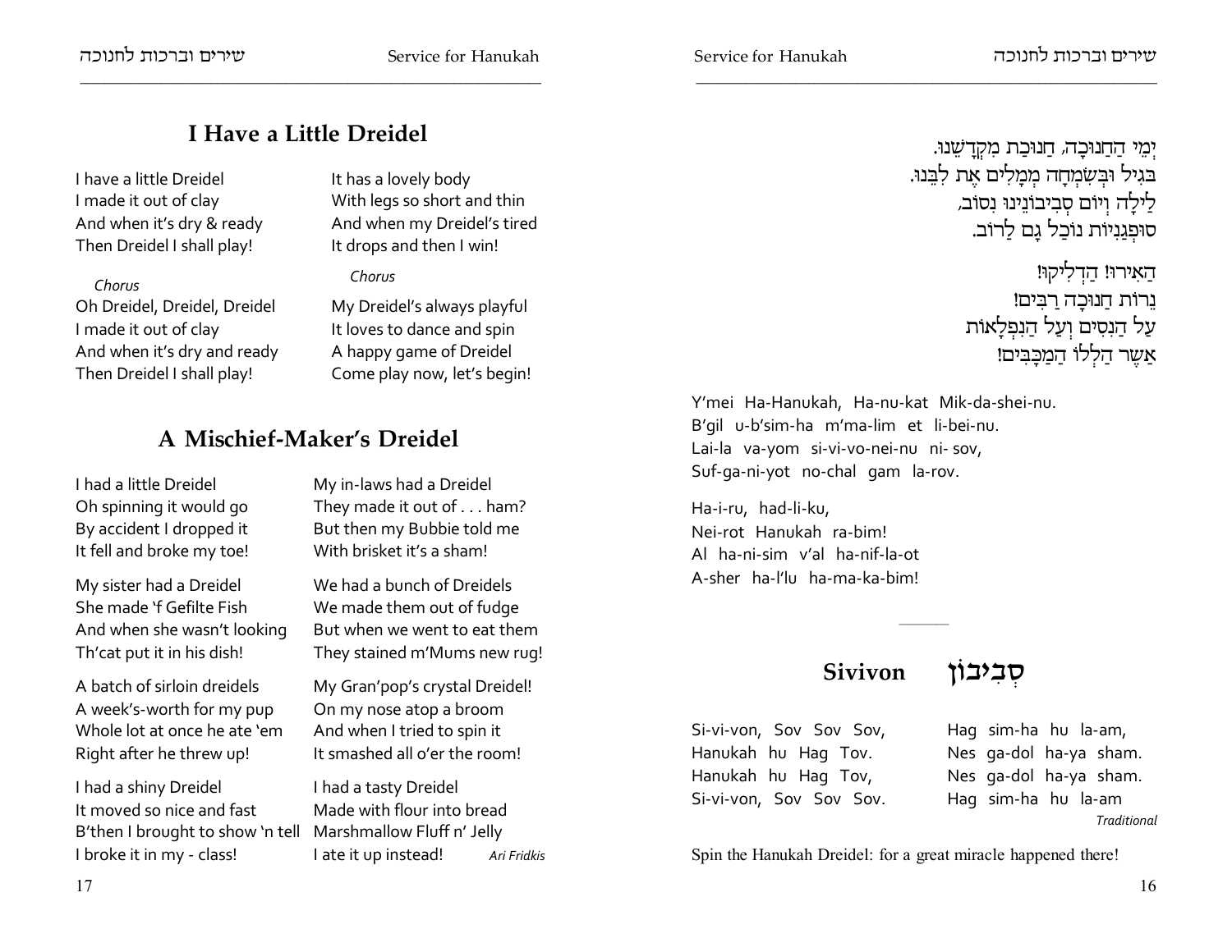יְמֵי הַחֲנוּכָּה, חֲנֻכַּת מִקְדָּשֵׁנוּ.
בְּגִיל וּבְשִׂמְחָה מְמַלְּאִים אֶת לִבֵּנוּ.
לַיְלָה וָיוֹם סְבִיבוֹנֵינוּ נִסּוֹב,
סוּפְגָּנִיּוֹת נֹאכַל גַּם לָרוֹב.

הָאִירוּ! הַדְלִיקוּ!
נֵרוֹת חֲנוּכָּה רַבִּים!
עַל הַנִּסִּים וְעַל הַנִּפְלָאוֹת
אֲשֶׁר הִלְלוּ הַמַּכַּבִּים!

Y'mei Ha-Hanukah, Ha-nu-kat Mik-da-shei-nu.
B'gil u-b'sim-ha m'ma-lim et li-bei-nu.
Lai-la va-yom si-vi-vo-nei-nu ni- sov,
Suf-ga-ni-yot no-chal gam la-rov.

Ha-i-ru, had-li-ku,
Nei-rot Hanukah ra-bim!
Al ha-ni-sim v'al ha-nif-la-ot
A-sher ha-l'lu ha-ma-ka-bim!

---

## Sivivon סְבִיבוֹן

Si-vi-von, Sov Sov Sov,
Hanukah hu Hag Tov.
Hanukah hu Hag Tov,
Si-vi-von, Sov Sov Sov.

Hag sim-ha hu la-am,
Nes ga-dol ha-ya sham.
Nes ga-dol ha-ya sham.
Hag sim-ha hu la-am

*Traditional*

Spin the Hanukah Dreidel: for a great miracle happened there!

## I Have a Little Dreidel

I have a little Dreidel
I made it out of clay
And when it's dry & ready
Then Dreidel I shall play!

*Chorus*
Oh Dreidel, Dreidel, Dreidel
I made it out of clay
And when it's dry and ready
Then Dreidel I shall play!

It has a lovely body
With legs so short and thin
And when my Dreidel's tired
It drops and then I win!

*Chorus*
My Dreidel's always playful
It loves to dance and spin
A happy game of Dreidel
Come play now, let's begin!

## A Mischief-Maker's Dreidel

I had a little Dreidel
Oh spinning it would go
By accident I dropped it
It fell and broke my toe!

My sister had a Dreidel
She made 'f Gefilte Fish
And when she wasn't looking
Th'cat put it in his dish!

A batch of sirloin dreidels
A week's-worth for my pup
Whole lot at once he ate 'em
Right after he threw up!

I had a shiny Dreidel
It moved so nice and fast
B'then I brought to show 'n tell
I broke it in my - class!

My in-laws had a Dreidel
They made it out of . . . ham?
But then my Bubbie told me
With brisket it's a sham!

We had a bunch of Dreidels
We made them out of fudge
But when we went to eat them
They stained m'Mums new rug!

My Gran'pop's crystal Dreidel!
On my nose atop a broom
And when I tried to spin it
It smashed all o'er the room!

I had a tasty Dreidel
Made with flour into bread
Marshmallow Fluff n' Jelly
I ate it up instead!

*Ari Fridkis*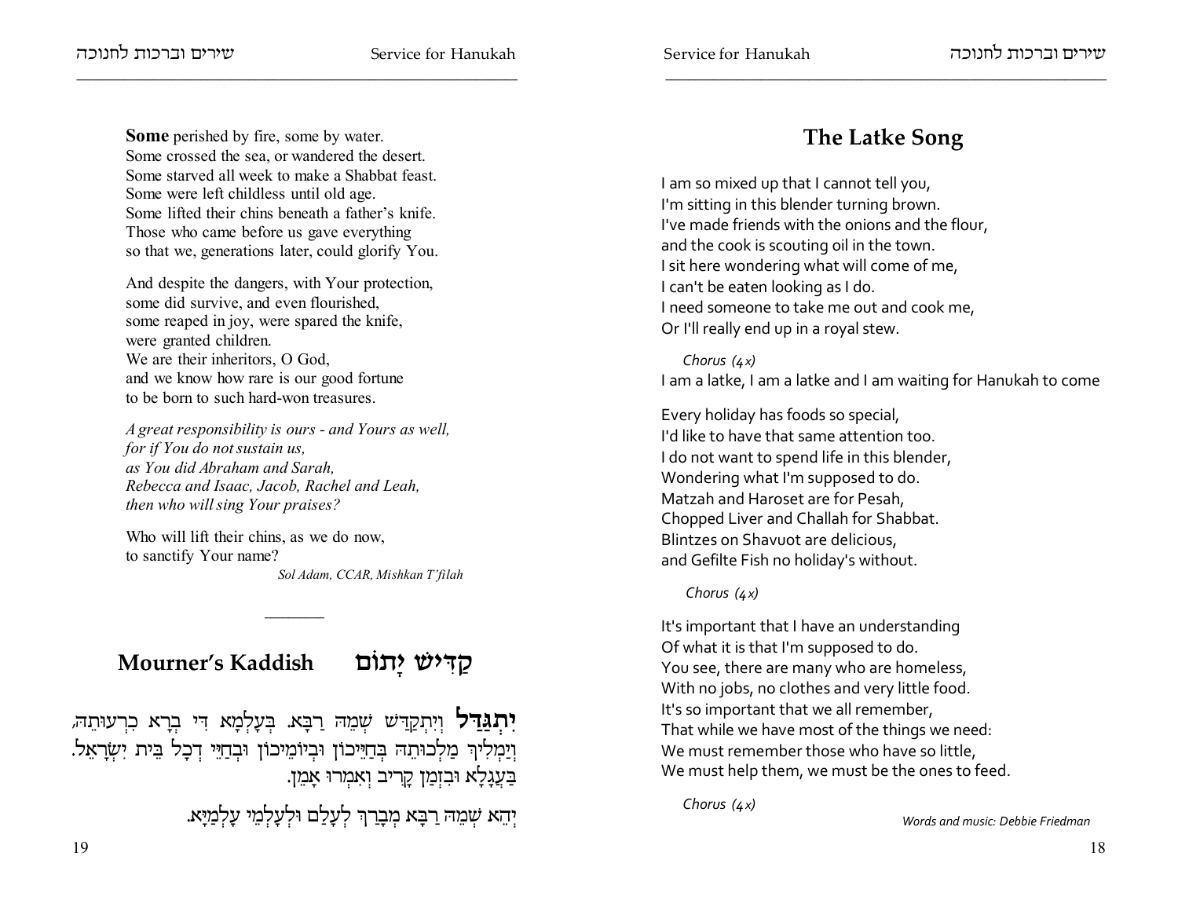## The Latke Song

I am so mixed up that I cannot tell you,
I'm sitting in this blender turning brown.
I've made friends with the onions and the flour,
and the cook is scouting oil in the town.
I sit here wondering what will come of me,
I can't be eaten looking as I do.
I need someone to take me out and cook me,
Or I'll really end up in a royal stew.

*Chorus (4x)*
I am a latke, I am a latke and I am waiting for Hanukah to come

Every holiday has foods so special,
I'd like to have that same attention too.
I do not want to spend life in this blender,
Wondering what I'm supposed to do.
Matzah and Haroset are for Pesah,
Chopped Liver and Challah for Shabbat.
Blintzes on Shavuot are delicious,
and Gefilte Fish no holiday's without.

*Chorus (4x)*

It's important that I have an understanding
Of what it is that I'm supposed to do.
You see, there are many who are homeless,
With no jobs, no clothes and very little food.
It's so important that we all remember,
That while we have most of the things we need:
We must remember those who have so little,
We must help them, we must be the ones to feed.

*Chorus (4x)*

*Words and music: Debbie Friedman*

**Some** perished by fire, some by water.
Some crossed the sea, or wandered the desert.
Some starved all week to make a Shabbat feast.
Some were left childless until old age.
Some lifted their chins beneath a father's knife.
Those who came before us gave everything
so that we, generations later, could glorify You.

And despite the dangers, with Your protection,
some did survive, and even flourished,
some reaped in joy, were spared the knife,
were granted children.
We are their inheritors, O God,
and we know how rare is our good fortune
to be born to such hard-won treasures.

*A great responsibility is ours - and Yours as well,*
*for if You do not sustain us,*
*as You did Abraham and Sarah,*
*Rebecca and Isaac, Jacob, Rachel and Leah,*
*then who will sing Your praises?*

Who will lift their chins, as we do now,
to sanctify Your name?

*Sol Adam, CCAR, Mishkan T'filah*

---

## Mourner's Kaddish קַדִּישׁ יָתוֹם

**יִתְגַּדַּל** וְיִתְקַדַּשׁ שְׁמֵהּ רַבָּא. בְּעָלְמָא דִּי בְרָא כִרְעוּתֵהּ,
וְיַמְלִיךְ מַלְכוּתֵהּ בְּחַיֵּיכוֹן וּבְיוֹמֵיכוֹן וּבְחַיֵּי דְכָל בֵּית יִשְׂרָאֵל.
בַּעֲגָלָא וּבִזְמַן קָרִיב וְאִמְרוּ אָמֵן.

יְהֵא שְׁמֵהּ רַבָּא מְבָרַךְ לְעָלַם וּלְעָלְמֵי עָלְמַיָּא.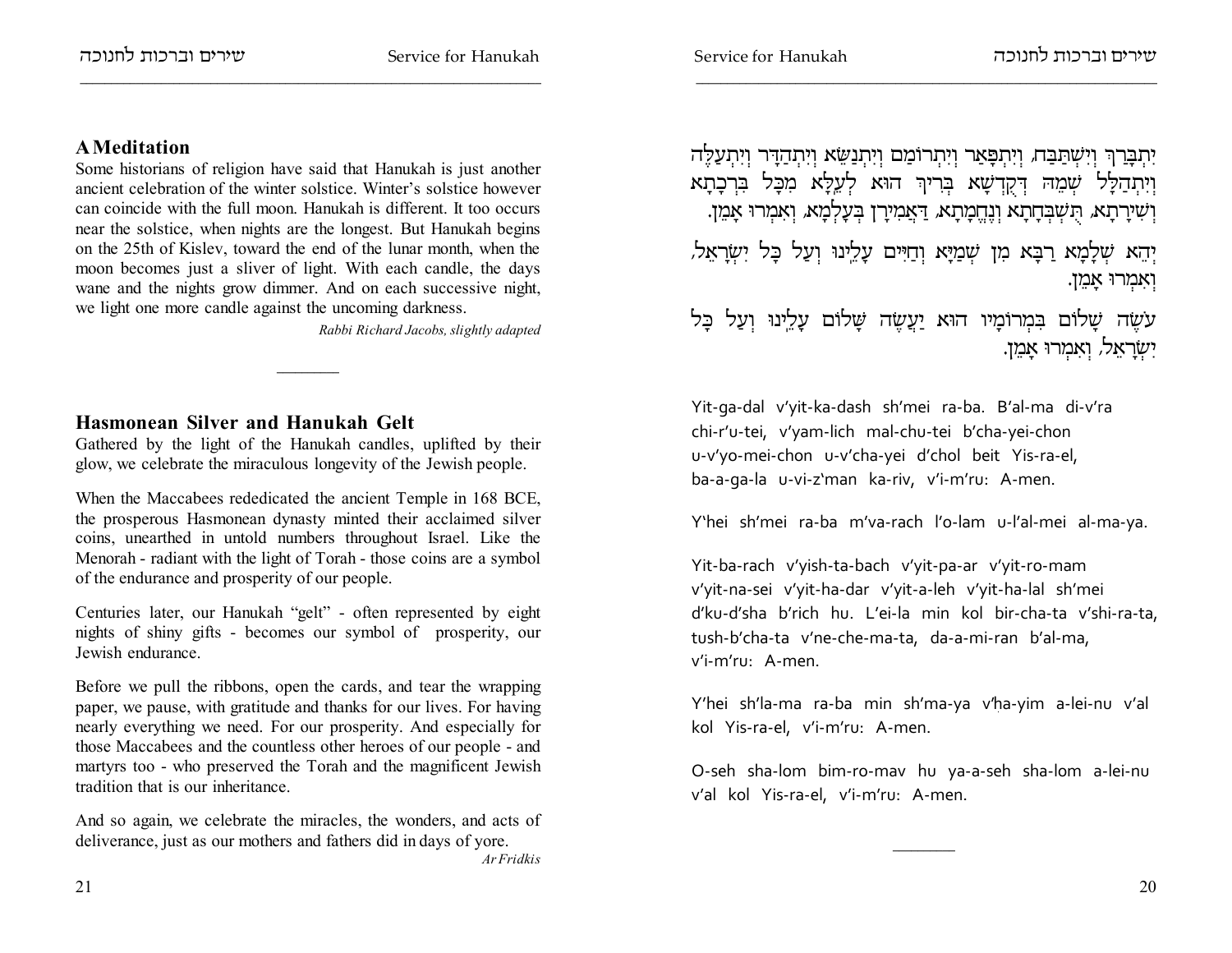יִתְבָּרַךְ וְיִשְׁתַּבַּח, וְיִתְפָּאַר וְיִתְרוֹמַם וְיִתְנַשֵּׂא וְיִתְהַדָּר וְיִתְעַלֶּה וְיִתְהַלָּל שְׁמֵהּ דְּקֻדְשָׁא בְּרִיךְ הוּא לְעֵלָּא מִכָּל בִּרְכָתָא וְשִׁירָתָא, תֻּשְׁבְּחָתָא וְנֶחֱמָתָא, דַּאֲמִירָן בְּעָלְמָא, וְאִמְרוּ אָמֵן.

יְהֵא שְׁלָמָא רַבָּא מִן שְׁמַיָּא וְחַיִּים עָלֵינוּ וְעַל כָּל יִשְׂרָאֵל, וְאִמְרוּ אָמֵן.

עֹשֶׂה שָׁלוֹם בִּמְרוֹמָיו הוּא יַעֲשֶׂה שָׁלוֹם עָלֵינוּ וְעַל כָּל יִשְׂרָאֵל, וְאִמְרוּ אָמֵן.

Yit-ga-dal v'yit-ka-dash sh'mei ra-ba. B'al-ma di-v'ra chi-r'u-tei, v'yam-lich mal-chu-tei b'cha-yei-chon u-v'yo-mei-chon u-v'cha-yei d'chol beit Yis-ra-el, ba-a-ga-la u-vi-z'man ka-riv, v'i-m'ru: A-men.

Y'hei sh'mei ra-ba m'va-rach l'o-lam u-l'al-mei al-ma-ya.

Yit-ba-rach v'yish-ta-bach v'yit-pa-ar v'yit-ro-mam v'yit-na-sei v'yit-ha-dar v'yit-a-leh v'yit-ha-lal sh'mei d'ku-d'sha b'rich hu. L'ei-la min kol bir-cha-ta v'shi-ra-ta, tush-b'cha-ta v'ne-che-ma-ta, da-a-mi-ran b'al-ma, v'i-m'ru: A-men.

Y'hei sh'la-ma ra-ba min sh'ma-ya v'ḥa-yim a-lei-nu v'al kol Yis-ra-el, v'i-m'ru: A-men.

O-seh sha-lom bim-ro-mav hu ya-a-seh sha-lom a-lei-nu v'al kol Yis-ra-el, v'i-m'ru: A-men.

---

## A Meditation

Some historians of religion have said that Hanukah is just another ancient celebration of the winter solstice. Winter's solstice however can coincide with the full moon. Hanukah is different. It too occurs near the solstice, when nights are the longest. But Hanukah begins on the 25th of Kislev, toward the end of the lunar month, when the moon becomes just a sliver of light. With each candle, the days wane and the nights grow dimmer. And on each successive night, we light one more candle against the uncoming darkness.

*Rabbi Richard Jacobs, slightly adapted*

---

## Hasmonean Silver and Hanukah Gelt

Gathered by the light of the Hanukah candles, uplifted by their glow, we celebrate the miraculous longevity of the Jewish people.

When the Maccabees rededicated the ancient Temple in 168 BCE, the prosperous Hasmonean dynasty minted their acclaimed silver coins, unearthed in untold numbers throughout Israel. Like the Menorah - radiant with the light of Torah - those coins are a symbol of the endurance and prosperity of our people.

Centuries later, our Hanukah "gelt" - often represented by eight nights of shiny gifts - becomes our symbol of prosperity, our Jewish endurance.

Before we pull the ribbons, open the cards, and tear the wrapping paper, we pause, with gratitude and thanks for our lives. For having nearly everything we need. For our prosperity. And especially for those Maccabees and the countless other heroes of our people - and martyrs too - who preserved the Torah and the magnificent Jewish tradition that is our inheritance.

And so again, we celebrate the miracles, the wonders, and acts of deliverance, just as our mothers and fathers did in days of yore.

*Ar Fridkis*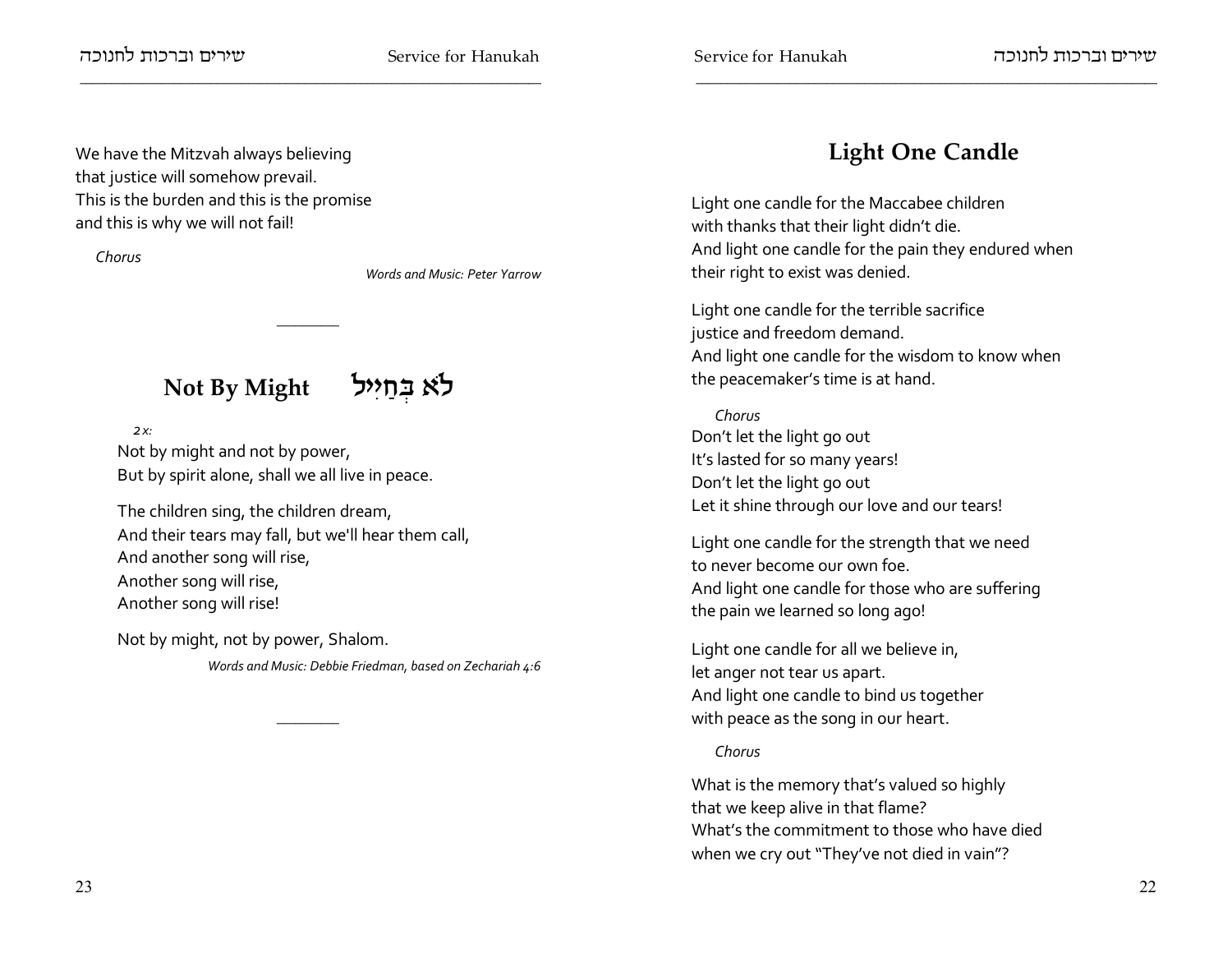## Light One Candle

Light one candle for the Maccabee children
with thanks that their light didn't die.
And light one candle for the pain they endured when
their right to exist was denied.

Light one candle for the terrible sacrifice
justice and freedom demand.
And light one candle for the wisdom to know when
the peacemaker's time is at hand.

*Chorus*
Don't let the light go out
It's lasted for so many years!
Don't let the light go out
Let it shine through our love and our tears!

Light one candle for the strength that we need
to never become our own foe.
And light one candle for those who are suffering
the pain we learned so long ago!

Light one candle for all we believe in,
let anger not tear us apart.
And light one candle to bind us together
with peace as the song in our heart.

*Chorus*

What is the memory that's valued so highly
that we keep alive in that flame?
What's the commitment to those who have died
when we cry out "They've not died in vain"?

We have the Mitzvah always believing
that justice will somehow prevail.
This is the burden and this is the promise
and this is why we will not fail!

*Chorus*

*Words and Music: Peter Yarrow*

---

## Not By Might לֹא בְּחַיִל

*2x:*
Not by might and not by power,
But by spirit alone, shall we all live in peace.

The children sing, the children dream,
And their tears may fall, but we'll hear them call,
And another song will rise,
Another song will rise,
Another song will rise!

Not by might, not by power, Shalom.

*Words and Music: Debbie Friedman, based on Zechariah 4:6*

---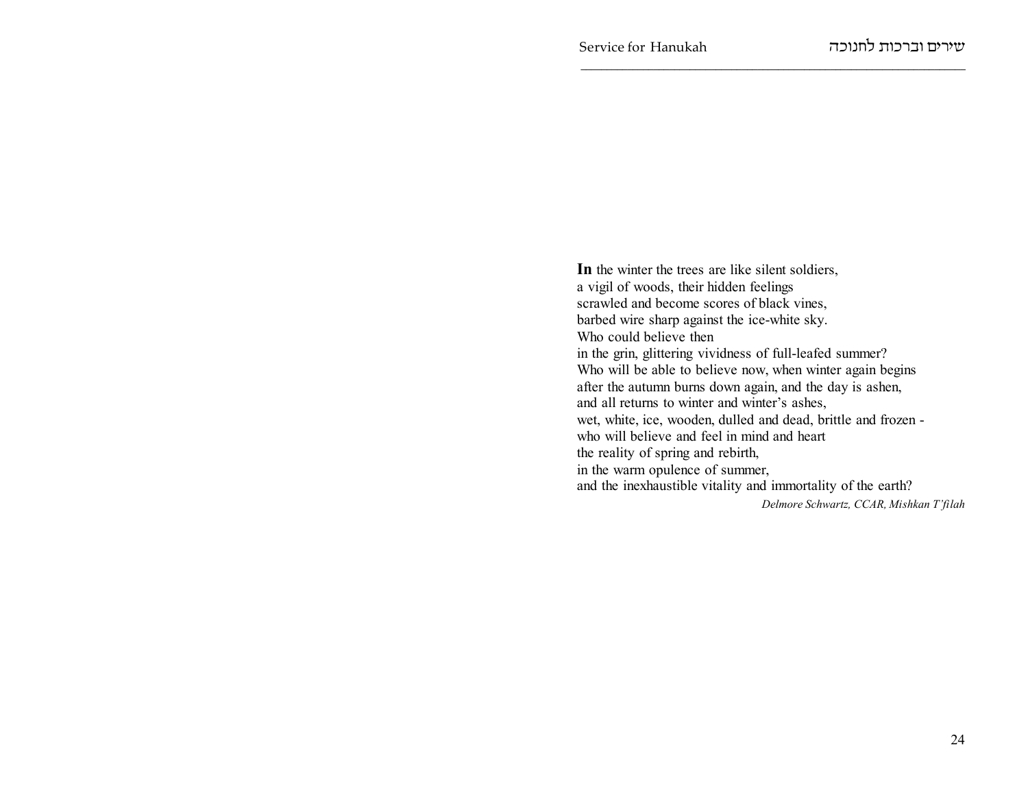**In** the winter the trees are like silent soldiers,  
a vigil of woods, their hidden feelings  
scrawled and become scores of black vines,  
barbed wire sharp against the ice-white sky.  
Who could believe then  
in the grin, glittering vividness of full-leafed summer?  
Who will be able to believe now, when winter again begins  
after the autumn burns down again, and the day is ashen,  
and all returns to winter and winter's ashes,  
wet, white, ice, wooden, dulled and dead, brittle and frozen -  
who will believe and feel in mind and heart  
the reality of spring and rebirth,  
in the warm opulence of summer,  
and the inexhaustible vitality and immortality of the earth?

*Delmore Schwartz, CCAR, Mishkan T'filah*